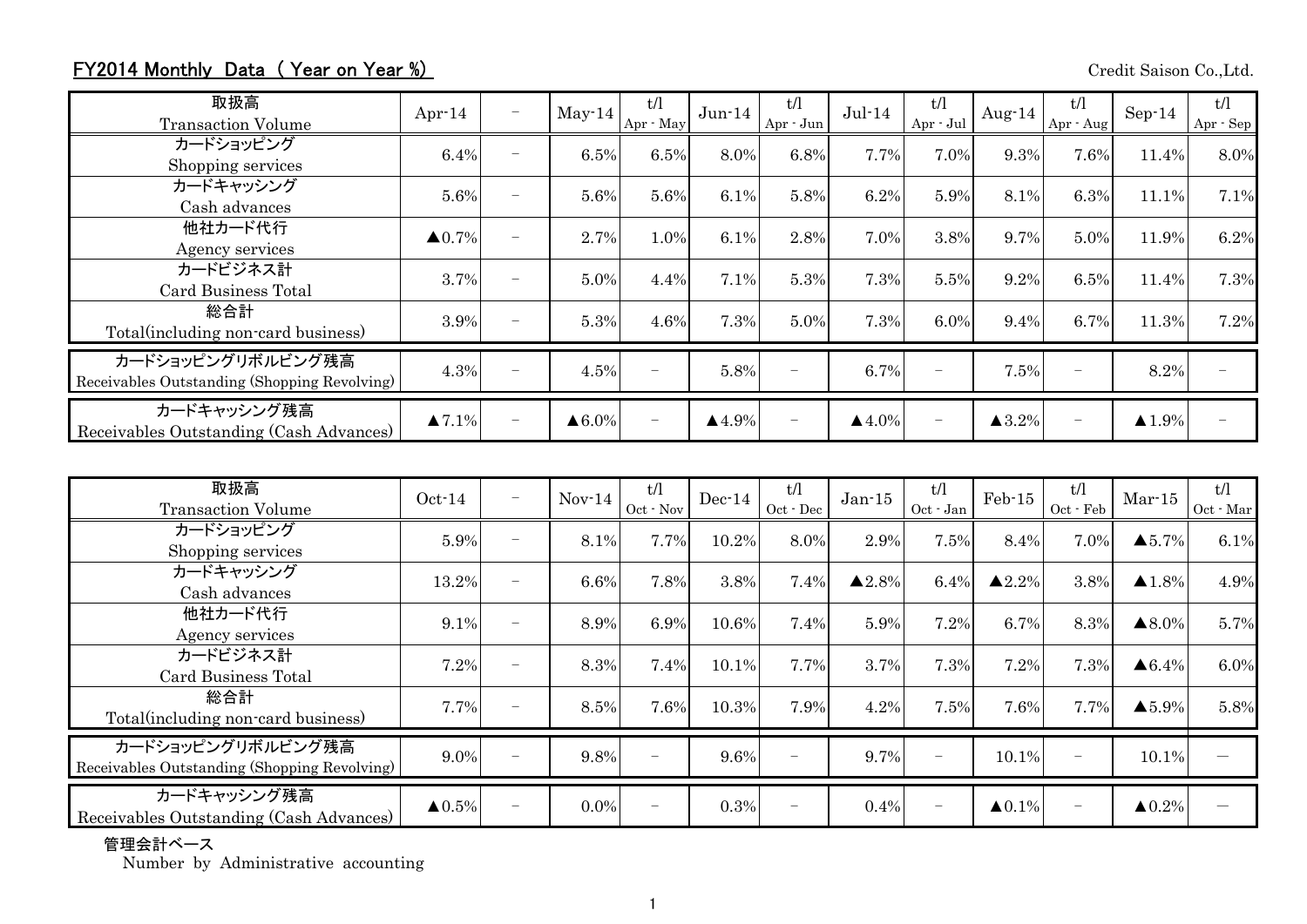## FY2014 Monthly Data ( Year on Year %)

Credit Saison Co.,Ltd.

| 取扱高<br>Transaction Volume | Apr-14 | － | May-14 | t/l<br>Apr - May | Jun-14 | t/l<br>Apr - Jun | Jul-14 | t/l<br>Apr - Jul | Aug-14 | t/l<br>Apr - Aug | Sep-14 | t/l<br>Apr - Sep |
|---|---|---|---|---|---|---|---|---|---|---|---|---|
| カードショッピング<br>Shopping services | 6.4% | － | 6.5% | 6.5% | 8.0% | 6.8% | 7.7% | 7.0% | 9.3% | 7.6% | 11.4% | 8.0% |
| カードキャッシング<br>Cash advances | 5.6% | － | 5.6% | 5.6% | 6.1% | 5.8% | 6.2% | 5.9% | 8.1% | 6.3% | 11.1% | 7.1% |
| 他社カード代行<br>Agency services | ▲0.7% | － | 2.7% | 1.0% | 6.1% | 2.8% | 7.0% | 3.8% | 9.7% | 5.0% | 11.9% | 6.2% |
| カードビジネス計<br>Card Business Total | 3.7% | － | 5.0% | 4.4% | 7.1% | 5.3% | 7.3% | 5.5% | 9.2% | 6.5% | 11.4% | 7.3% |
| 総合計<br>Total(including non-card business) | 3.9% | － | 5.3% | 4.6% | 7.3% | 5.0% | 7.3% | 6.0% | 9.4% | 6.7% | 11.3% | 7.2% |
| カードショッピングリボルビング残高<br>Receivables Outstanding (Shopping Revolving) | 4.3% | － | 4.5% | － | 5.8% | － | 6.7% | － | 7.5% | － | 8.2% | － |
| カードキャッシング残高<br>Receivables Outstanding (Cash Advances) | ▲7.1% | － | ▲6.0% | － | ▲4.9% | － | ▲4.0% | － | ▲3.2% | － | ▲1.9% | － |

| 取扱高<br>Transaction Volume | Oct-14 | － | Nov-14 | t/l<br>Oct - Nov | Dec-14 | t/l<br>Oct - Dec | Jan-15 | t/l<br>Oct - Jan | Feb-15 | t/l<br>Oct - Feb | Mar-15 | t/l<br>Oct - Mar |
|---|---|---|---|---|---|---|---|---|---|---|---|---|
| カードショッピング<br>Shopping services | 5.9% | － | 8.1% | 7.7% | 10.2% | 8.0% | 2.9% | 7.5% | 8.4% | 7.0% | ▲5.7% | 6.1% |
| カードキャッシング<br>Cash advances | 13.2% | － | 6.6% | 7.8% | 3.8% | 7.4% | ▲2.8% | 6.4% | ▲2.2% | 3.8% | ▲1.8% | 4.9% |
| 他社カード代行<br>Agency services | 9.1% | － | 8.9% | 6.9% | 10.6% | 7.4% | 5.9% | 7.2% | 6.7% | 8.3% | ▲8.0% | 5.7% |
| カードビジネス計<br>Card Business Total | 7.2% | － | 8.3% | 7.4% | 10.1% | 7.7% | 3.7% | 7.3% | 7.2% | 7.3% | ▲6.4% | 6.0% |
| 総合計<br>Total(including non-card business) | 7.7% | － | 8.5% | 7.6% | 10.3% | 7.9% | 4.2% | 7.5% | 7.6% | 7.7% | ▲5.9% | 5.8% |
| カードショッピングリボルビング残高<br>Receivables Outstanding (Shopping Revolving) | 9.0% | － | 9.8% | － | 9.6% | － | 9.7% | － | 10.1% | － | 10.1% | ― |
| カードキャッシング残高<br>Receivables Outstanding (Cash Advances) | ▲0.5% | － | 0.0% | － | 0.3% | － | 0.4% | － | ▲0.1% | － | ▲0.2% | ― |

管理会計ベース
Number by Administrative accounting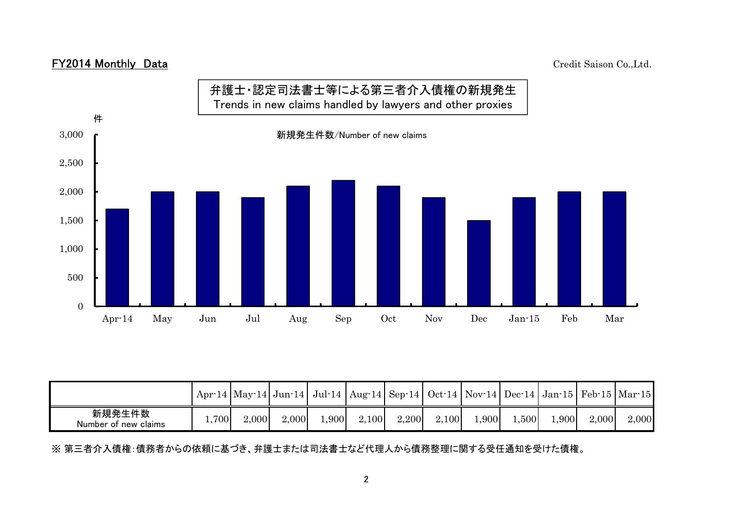FY2014 Monthly Data

Credit Saison Co.,Ltd.

弁護士･認定司法書士等による第三者介入債権の新規発生
Trends in new claims handled by lawyers and other proxies

件

3,000
2,500
2,000
1,500
1,000
500
0

新規発生件数/Number of new claims

Apr-14 May Jun Jul Aug Sep Oct Nov Dec Jan-15 Feb Mar

| | Apr-14 | May-14 | Jun-14 | Jul-14 | Aug-14 | Sep-14 | Oct-14 | Nov-14 | Dec-14 | Jan-15 | Feb-15 | Mar-15 |
|---|---|---|---|---|---|---|---|---|---|---|---|---|
| 新規発生件数<br>Number of new claims | 1,700 | 2,000 | 2,000 | 1,900 | 2,100 | 2,200 | 2,100 | 1,900 | 1,500 | 1,900 | 2,000 | 2,000 |

※ 第三者介入債権:債務者からの依頼に基づき、弁護士または司法書士など代理人から債務整理に関する受任通知を受けた債権。